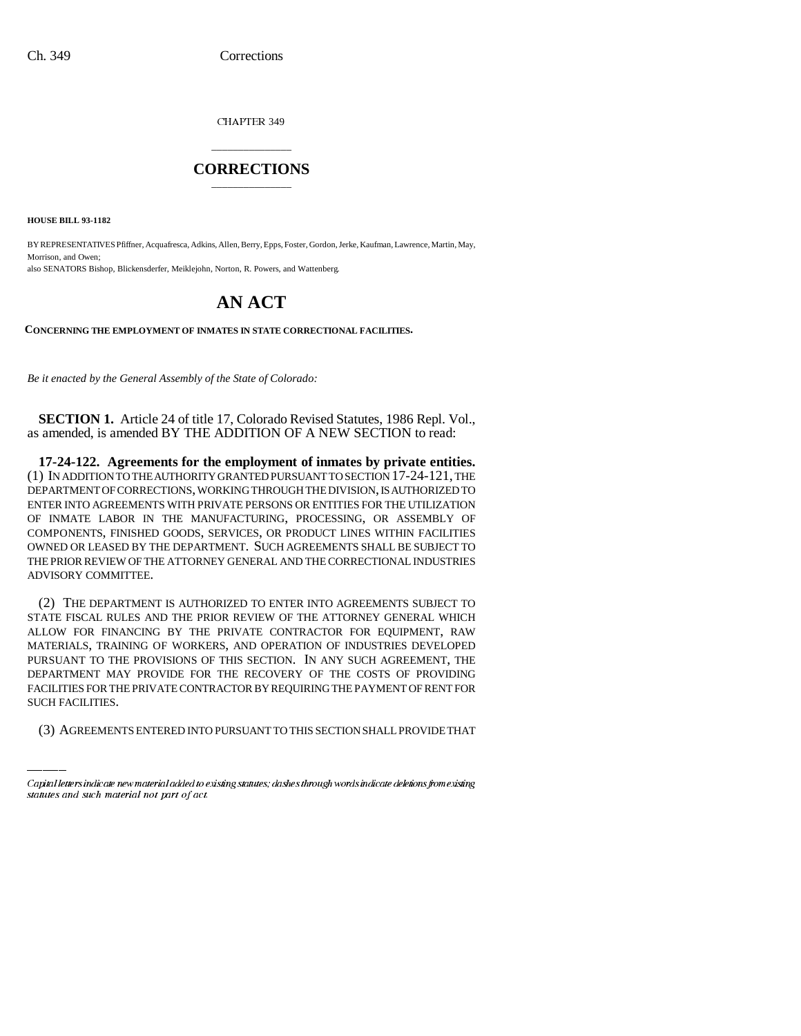CHAPTER 349

# CORRECTIONS

**HOUSE BILL 93-1182**

BY REPRESENTATIVES Pfiffner, Acquafresca, Adkins, Allen, Berry, Epps, Foster, Gordon, Jerke, Kaufman, Lawrence, Martin, May, Morrison, and Owen;
also SENATORS Bishop, Blickensderfer, Meiklejohn, Norton, R. Powers, and Wattenberg.

# AN ACT

**CONCERNING THE EMPLOYMENT OF INMATES IN STATE CORRECTIONAL FACILITIES.**

*Be it enacted by the General Assembly of the State of Colorado:*

**SECTION 1.** Article 24 of title 17, Colorado Revised Statutes, 1986 Repl. Vol., as amended, is amended BY THE ADDITION OF A NEW SECTION to read:

**17-24-122. Agreements for the employment of inmates by private entities.** (1) IN ADDITION TO THE AUTHORITY GRANTED PURSUANT TO SECTION 17-24-121, THE DEPARTMENT OF CORRECTIONS, WORKING THROUGH THE DIVISION, IS AUTHORIZED TO ENTER INTO AGREEMENTS WITH PRIVATE PERSONS OR ENTITIES FOR THE UTILIZATION OF INMATE LABOR IN THE MANUFACTURING, PROCESSING, OR ASSEMBLY OF COMPONENTS, FINISHED GOODS, SERVICES, OR PRODUCT LINES WITHIN FACILITIES OWNED OR LEASED BY THE DEPARTMENT. SUCH AGREEMENTS SHALL BE SUBJECT TO THE PRIOR REVIEW OF THE ATTORNEY GENERAL AND THE CORRECTIONAL INDUSTRIES ADVISORY COMMITTEE.

(2) THE DEPARTMENT IS AUTHORIZED TO ENTER INTO AGREEMENTS SUBJECT TO STATE FISCAL RULES AND THE PRIOR REVIEW OF THE ATTORNEY GENERAL WHICH ALLOW FOR FINANCING BY THE PRIVATE CONTRACTOR FOR EQUIPMENT, RAW MATERIALS, TRAINING OF WORKERS, AND OPERATION OF INDUSTRIES DEVELOPED PURSUANT TO THE PROVISIONS OF THIS SECTION. IN ANY SUCH AGREEMENT, THE DEPARTMENT MAY PROVIDE FOR THE RECOVERY OF THE COSTS OF PROVIDING FACILITIES FOR THE PRIVATE CONTRACTOR BY REQUIRING THE PAYMENT OF RENT FOR SUCH FACILITIES.

(3) AGREEMENTS ENTERED INTO PURSUANT TO THIS SECTION SHALL PROVIDE THAT

Capital letters indicate new material added to existing statutes; dashes through words indicate deletions from existing statutes and such material not part of act.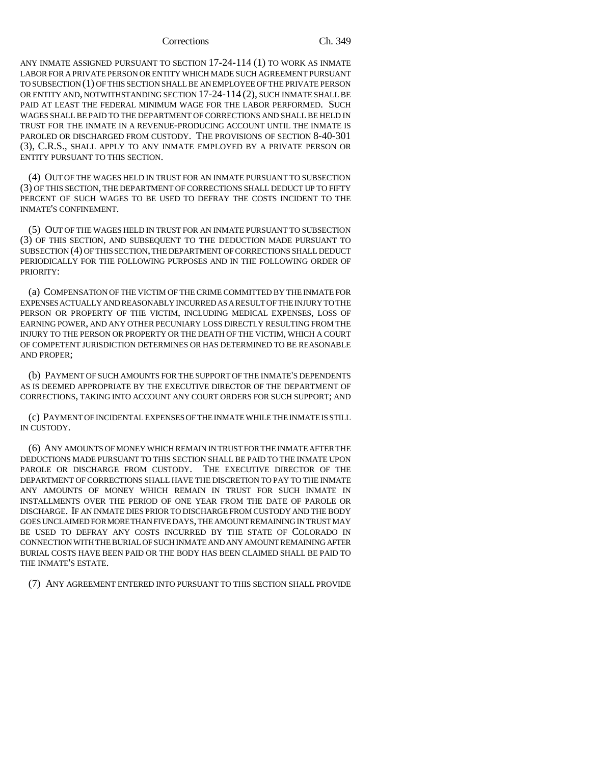ANY INMATE ASSIGNED PURSUANT TO SECTION 17-24-114 (1) TO WORK AS INMATE LABOR FOR A PRIVATE PERSON OR ENTITY WHICH MADE SUCH AGREEMENT PURSUANT TO SUBSECTION (1) OF THIS SECTION SHALL BE AN EMPLOYEE OF THE PRIVATE PERSON OR ENTITY AND, NOTWITHSTANDING SECTION 17-24-114 (2), SUCH INMATE SHALL BE PAID AT LEAST THE FEDERAL MINIMUM WAGE FOR THE LABOR PERFORMED. SUCH WAGES SHALL BE PAID TO THE DEPARTMENT OF CORRECTIONS AND SHALL BE HELD IN TRUST FOR THE INMATE IN A REVENUE-PRODUCING ACCOUNT UNTIL THE INMATE IS PAROLED OR DISCHARGED FROM CUSTODY. THE PROVISIONS OF SECTION 8-40-301 (3), C.R.S., SHALL APPLY TO ANY INMATE EMPLOYED BY A PRIVATE PERSON OR ENTITY PURSUANT TO THIS SECTION.

(4) OUT OF THE WAGES HELD IN TRUST FOR AN INMATE PURSUANT TO SUBSECTION (3) OF THIS SECTION, THE DEPARTMENT OF CORRECTIONS SHALL DEDUCT UP TO FIFTY PERCENT OF SUCH WAGES TO BE USED TO DEFRAY THE COSTS INCIDENT TO THE INMATE'S CONFINEMENT.

(5) OUT OF THE WAGES HELD IN TRUST FOR AN INMATE PURSUANT TO SUBSECTION (3) OF THIS SECTION, AND SUBSEQUENT TO THE DEDUCTION MADE PURSUANT TO SUBSECTION (4) OF THIS SECTION, THE DEPARTMENT OF CORRECTIONS SHALL DEDUCT PERIODICALLY FOR THE FOLLOWING PURPOSES AND IN THE FOLLOWING ORDER OF PRIORITY:

(a) COMPENSATION OF THE VICTIM OF THE CRIME COMMITTED BY THE INMATE FOR EXPENSES ACTUALLY AND REASONABLY INCURRED AS A RESULT OF THE INJURY TO THE PERSON OR PROPERTY OF THE VICTIM, INCLUDING MEDICAL EXPENSES, LOSS OF EARNING POWER, AND ANY OTHER PECUNIARY LOSS DIRECTLY RESULTING FROM THE INJURY TO THE PERSON OR PROPERTY OR THE DEATH OF THE VICTIM, WHICH A COURT OF COMPETENT JURISDICTION DETERMINES OR HAS DETERMINED TO BE REASONABLE AND PROPER;

(b) PAYMENT OF SUCH AMOUNTS FOR THE SUPPORT OF THE INMATE'S DEPENDENTS AS IS DEEMED APPROPRIATE BY THE EXECUTIVE DIRECTOR OF THE DEPARTMENT OF CORRECTIONS, TAKING INTO ACCOUNT ANY COURT ORDERS FOR SUCH SUPPORT; AND

(c) PAYMENT OF INCIDENTAL EXPENSES OF THE INMATE WHILE THE INMATE IS STILL IN CUSTODY.

(6) ANY AMOUNTS OF MONEY WHICH REMAIN IN TRUST FOR THE INMATE AFTER THE DEDUCTIONS MADE PURSUANT TO THIS SECTION SHALL BE PAID TO THE INMATE UPON PAROLE OR DISCHARGE FROM CUSTODY. THE EXECUTIVE DIRECTOR OF THE DEPARTMENT OF CORRECTIONS SHALL HAVE THE DISCRETION TO PAY TO THE INMATE ANY AMOUNTS OF MONEY WHICH REMAIN IN TRUST FOR SUCH INMATE IN INSTALLMENTS OVER THE PERIOD OF ONE YEAR FROM THE DATE OF PAROLE OR DISCHARGE. IF AN INMATE DIES PRIOR TO DISCHARGE FROM CUSTODY AND THE BODY GOES UNCLAIMED FOR MORE THAN FIVE DAYS, THE AMOUNT REMAINING IN TRUST MAY BE USED TO DEFRAY ANY COSTS INCURRED BY THE STATE OF COLORADO IN CONNECTION WITH THE BURIAL OF SUCH INMATE AND ANY AMOUNT REMAINING AFTER BURIAL COSTS HAVE BEEN PAID OR THE BODY HAS BEEN CLAIMED SHALL BE PAID TO THE INMATE'S ESTATE.

(7) ANY AGREEMENT ENTERED INTO PURSUANT TO THIS SECTION SHALL PROVIDE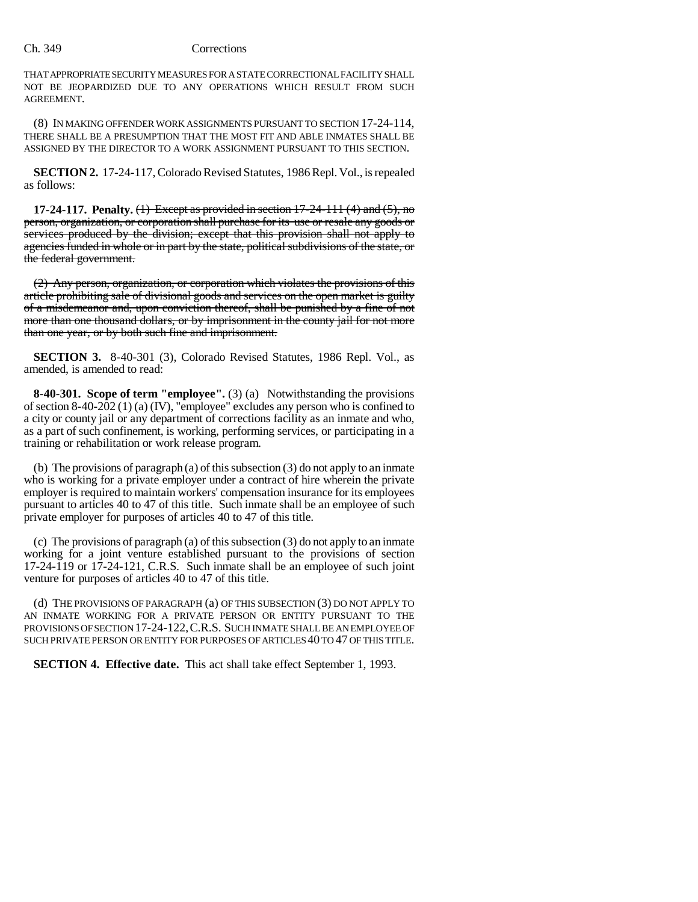THAT APPROPRIATE SECURITY MEASURES FOR A STATE CORRECTIONAL FACILITY SHALL NOT BE JEOPARDIZED DUE TO ANY OPERATIONS WHICH RESULT FROM SUCH AGREEMENT.

(8) IN MAKING OFFENDER WORK ASSIGNMENTS PURSUANT TO SECTION 17-24-114, THERE SHALL BE A PRESUMPTION THAT THE MOST FIT AND ABLE INMATES SHALL BE ASSIGNED BY THE DIRECTOR TO A WORK ASSIGNMENT PURSUANT TO THIS SECTION.

**SECTION 2.** 17-24-117, Colorado Revised Statutes, 1986 Repl. Vol., is repealed as follows:

**17-24-117. Penalty.** ~~(1) Except as provided in section 17-24-111 (4) and (5), no person, organization, or corporation shall purchase for its use or resale any goods or services produced by the division; except that this provision shall not apply to agencies funded in whole or in part by the state, political subdivisions of the state, or the federal government.~~

~~(2) Any person, organization, or corporation which violates the provisions of this article prohibiting sale of divisional goods and services on the open market is guilty of a misdemeanor and, upon conviction thereof, shall be punished by a fine of not more than one thousand dollars, or by imprisonment in the county jail for not more than one year, or by both such fine and imprisonment.~~

**SECTION 3.** 8-40-301 (3), Colorado Revised Statutes, 1986 Repl. Vol., as amended, is amended to read:

**8-40-301. Scope of term "employee".** (3) (a) Notwithstanding the provisions of section 8-40-202 (1) (a) (IV), "employee" excludes any person who is confined to a city or county jail or any department of corrections facility as an inmate and who, as a part of such confinement, is working, performing services, or participating in a training or rehabilitation or work release program.

(b) The provisions of paragraph (a) of this subsection (3) do not apply to an inmate who is working for a private employer under a contract of hire wherein the private employer is required to maintain workers' compensation insurance for its employees pursuant to articles 40 to 47 of this title. Such inmate shall be an employee of such private employer for purposes of articles 40 to 47 of this title.

(c) The provisions of paragraph (a) of this subsection (3) do not apply to an inmate working for a joint venture established pursuant to the provisions of section 17-24-119 or 17-24-121, C.R.S. Such inmate shall be an employee of such joint venture for purposes of articles 40 to 47 of this title.

(d) THE PROVISIONS OF PARAGRAPH (a) OF THIS SUBSECTION (3) DO NOT APPLY TO AN INMATE WORKING FOR A PRIVATE PERSON OR ENTITY PURSUANT TO THE PROVISIONS OF SECTION 17-24-122, C.R.S. SUCH INMATE SHALL BE AN EMPLOYEE OF SUCH PRIVATE PERSON OR ENTITY FOR PURPOSES OF ARTICLES 40 TO 47 OF THIS TITLE.

**SECTION 4. Effective date.** This act shall take effect September 1, 1993.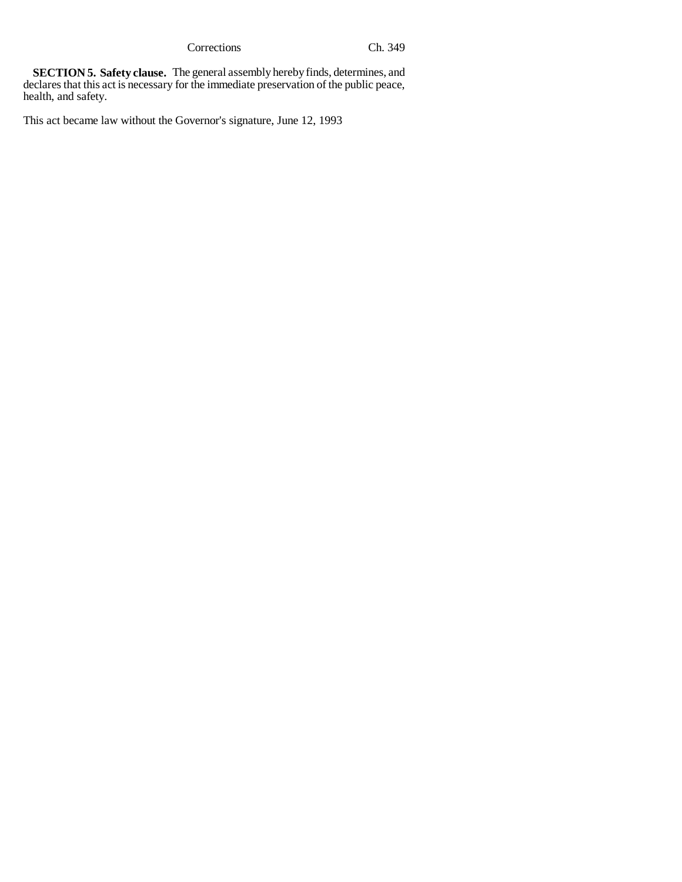**SECTION 5. Safety clause.** The general assembly hereby finds, determines, and declares that this act is necessary for the immediate preservation of the public peace, health, and safety.

This act became law without the Governor's signature, June 12, 1993